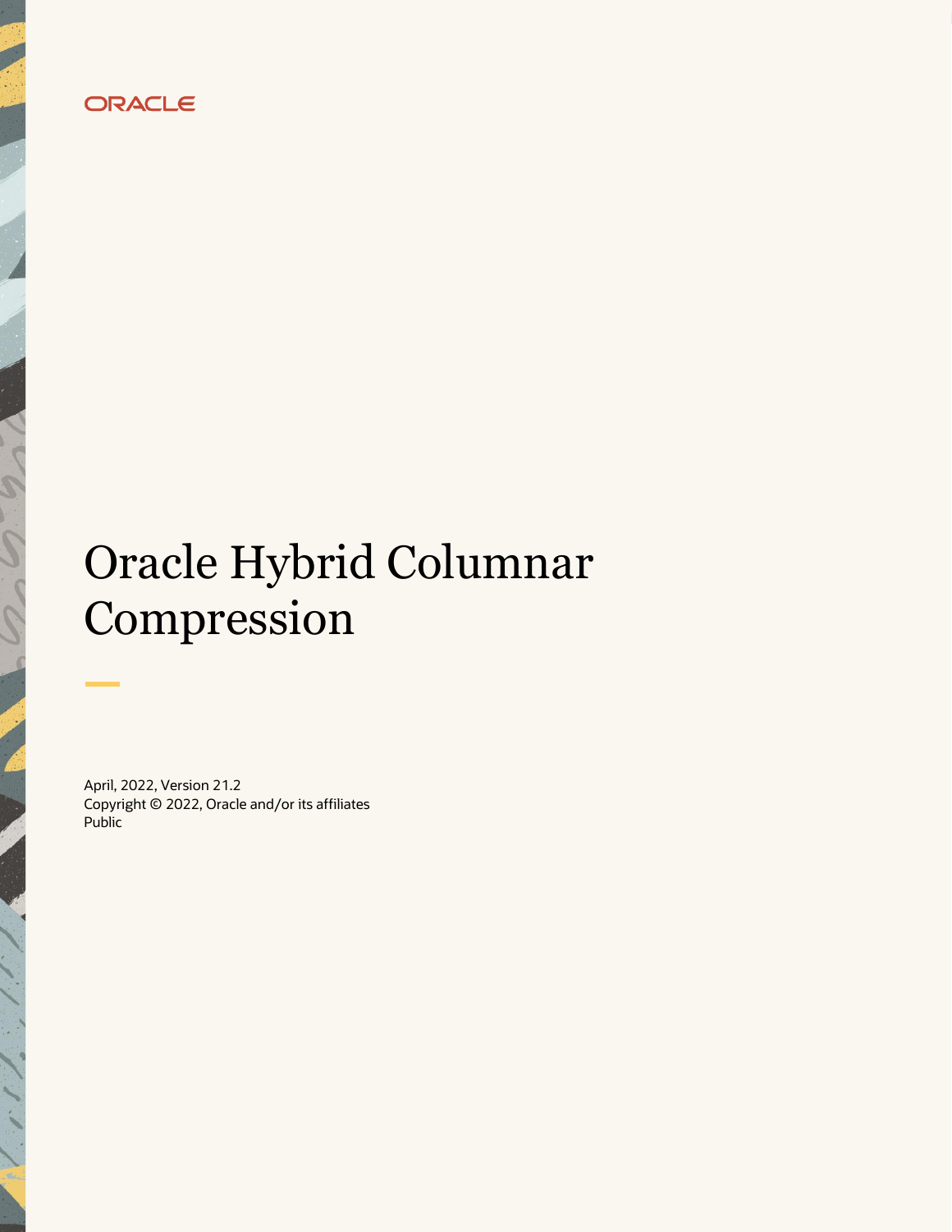ORACLE

# Oracle Hybrid Columnar Compression

April, 2022, Version 21.2
Copyright © 2022, Oracle and/or its affiliates
Public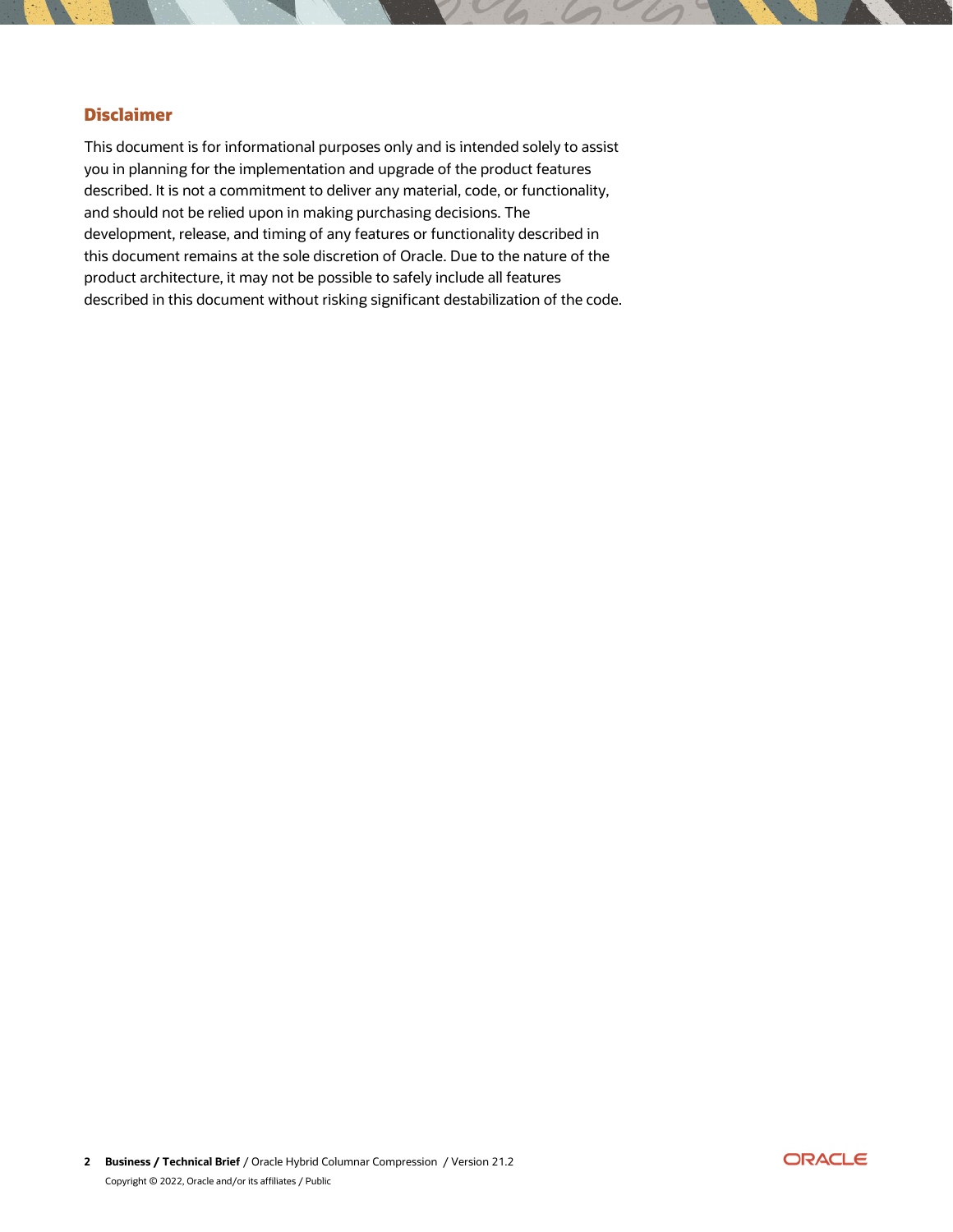## Disclaimer

This document is for informational purposes only and is intended solely to assist you in planning for the implementation and upgrade of the product features described. It is not a commitment to deliver any material, code, or functionality, and should not be relied upon in making purchasing decisions. The development, release, and timing of any features or functionality described in this document remains at the sole discretion of Oracle. Due to the nature of the product architecture, it may not be possible to safely include all features described in this document without risking significant destabilization of the code.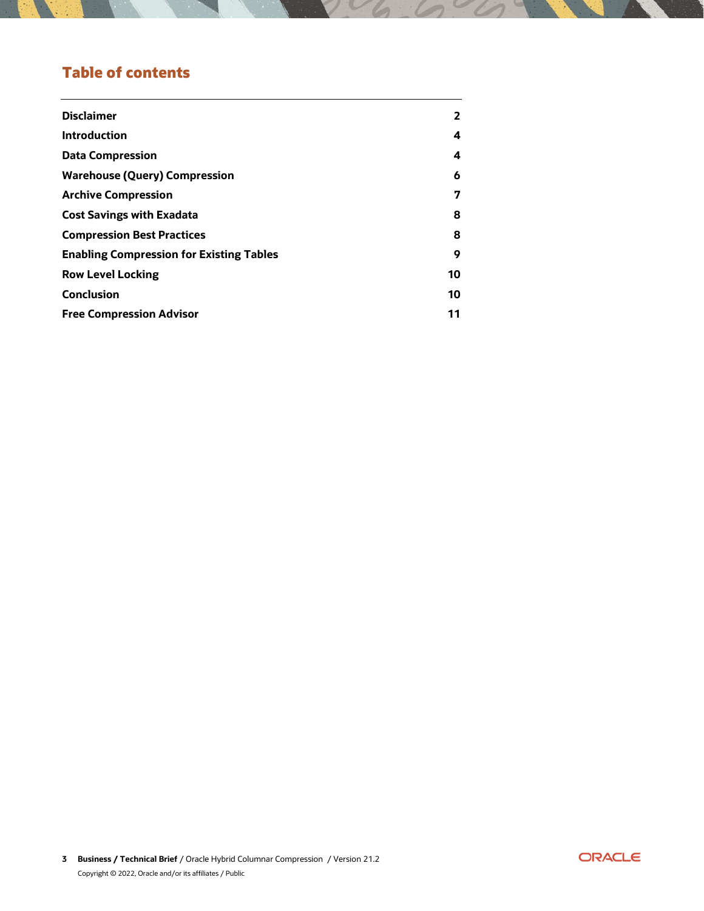## Table of contents

| | |
|---|---|
| **Disclaimer** | **2** |
| **Introduction** | **4** |
| **Data Compression** | **4** |
| **Warehouse (Query) Compression** | **6** |
| **Archive Compression** | **7** |
| **Cost Savings with Exadata** | **8** |
| **Compression Best Practices** | **8** |
| **Enabling Compression for Existing Tables** | **9** |
| **Row Level Locking** | **10** |
| **Conclusion** | **10** |
| **Free Compression Advisor** | **11** |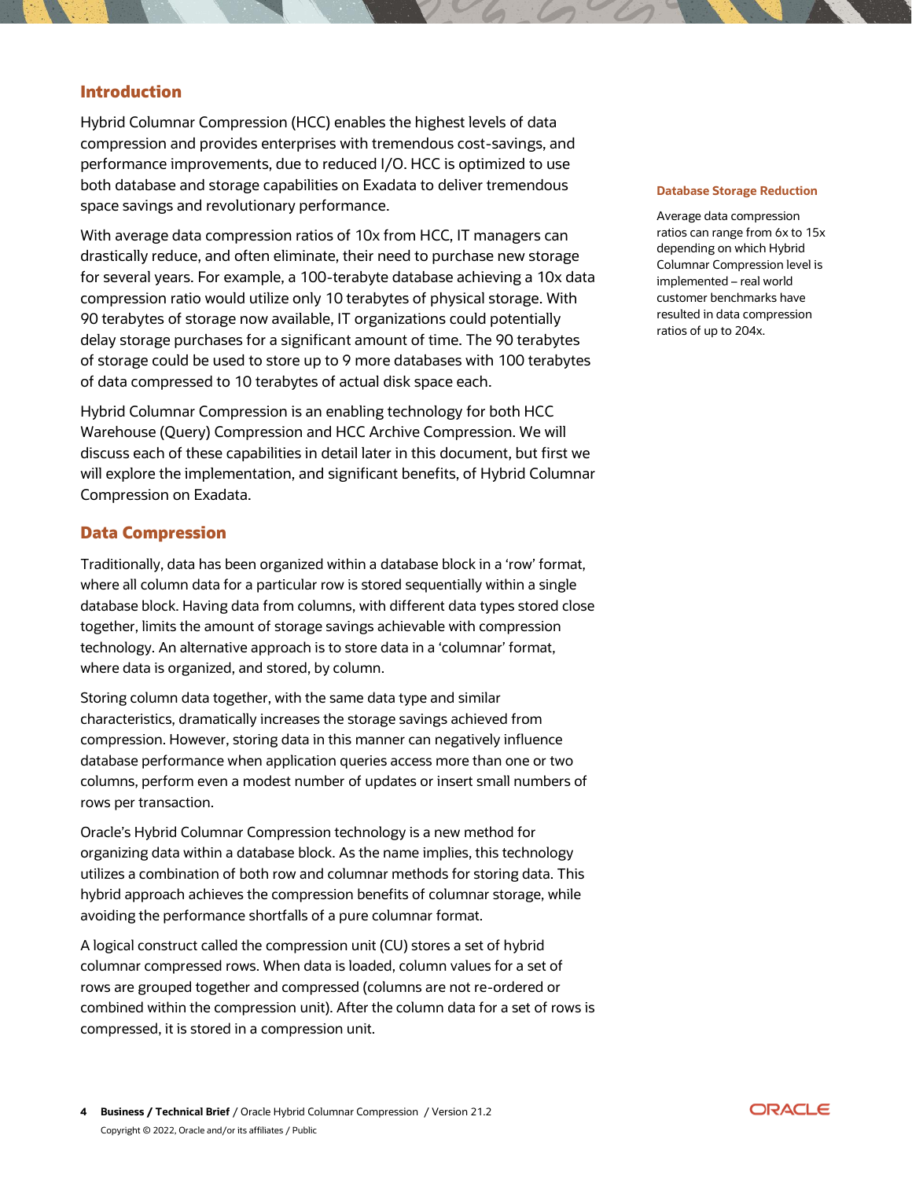## Introduction

Hybrid Columnar Compression (HCC) enables the highest levels of data compression and provides enterprises with tremendous cost-savings, and performance improvements, due to reduced I/O. HCC is optimized to use both database and storage capabilities on Exadata to deliver tremendous space savings and revolutionary performance.

With average data compression ratios of 10x from HCC, IT managers can drastically reduce, and often eliminate, their need to purchase new storage for several years. For example, a 100-terabyte database achieving a 10x data compression ratio would utilize only 10 terabytes of physical storage. With 90 terabytes of storage now available, IT organizations could potentially delay storage purchases for a significant amount of time. The 90 terabytes of storage could be used to store up to 9 more databases with 100 terabytes of data compressed to 10 terabytes of actual disk space each.

**Database Storage Reduction**

Average data compression ratios can range from 6x to 15x depending on which Hybrid Columnar Compression level is implemented – real world customer benchmarks have resulted in data compression ratios of up to 204x.

Hybrid Columnar Compression is an enabling technology for both HCC Warehouse (Query) Compression and HCC Archive Compression. We will discuss each of these capabilities in detail later in this document, but first we will explore the implementation, and significant benefits, of Hybrid Columnar Compression on Exadata.

## Data Compression

Traditionally, data has been organized within a database block in a 'row' format, where all column data for a particular row is stored sequentially within a single database block. Having data from columns, with different data types stored close together, limits the amount of storage savings achievable with compression technology. An alternative approach is to store data in a 'columnar' format, where data is organized, and stored, by column.

Storing column data together, with the same data type and similar characteristics, dramatically increases the storage savings achieved from compression. However, storing data in this manner can negatively influence database performance when application queries access more than one or two columns, perform even a modest number of updates or insert small numbers of rows per transaction.

Oracle's Hybrid Columnar Compression technology is a new method for organizing data within a database block. As the name implies, this technology utilizes a combination of both row and columnar methods for storing data. This hybrid approach achieves the compression benefits of columnar storage, while avoiding the performance shortfalls of a pure columnar format.

A logical construct called the compression unit (CU) stores a set of hybrid columnar compressed rows. When data is loaded, column values for a set of rows are grouped together and compressed (columns are not re-ordered or combined within the compression unit). After the column data for a set of rows is compressed, it is stored in a compression unit.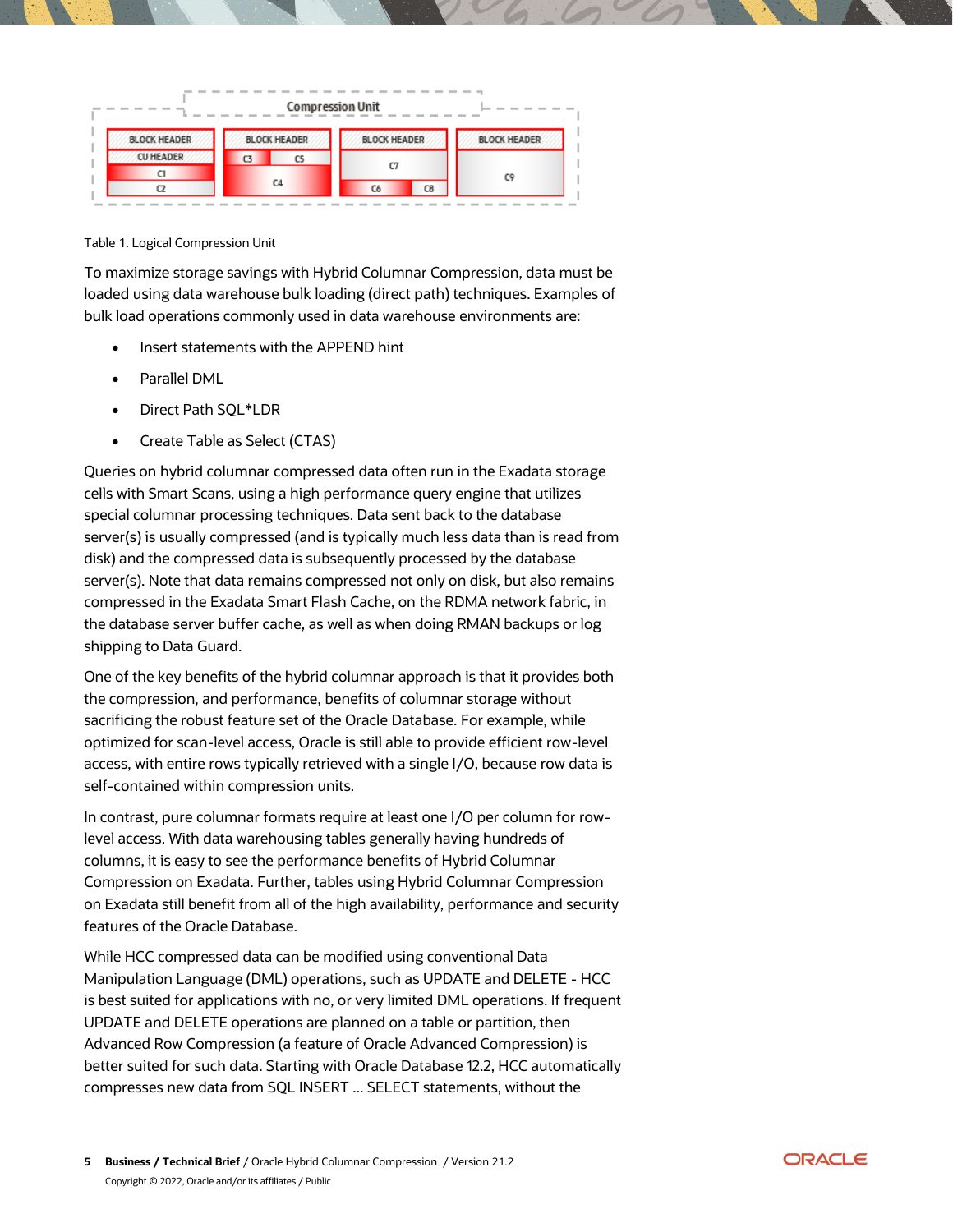Table 1. Logical Compression Unit

To maximize storage savings with Hybrid Columnar Compression, data must be loaded using data warehouse bulk loading (direct path) techniques. Examples of bulk load operations commonly used in data warehouse environments are:

- Insert statements with the APPEND hint
- Parallel DML
- Direct Path SQL*LDR
- Create Table as Select (CTAS)

Queries on hybrid columnar compressed data often run in the Exadata storage cells with Smart Scans, using a high performance query engine that utilizes special columnar processing techniques. Data sent back to the database server(s) is usually compressed (and is typically much less data than is read from disk) and the compressed data is subsequently processed by the database server(s). Note that data remains compressed not only on disk, but also remains compressed in the Exadata Smart Flash Cache, on the RDMA network fabric, in the database server buffer cache, as well as when doing RMAN backups or log shipping to Data Guard.

One of the key benefits of the hybrid columnar approach is that it provides both the compression, and performance, benefits of columnar storage without sacrificing the robust feature set of the Oracle Database. For example, while optimized for scan-level access, Oracle is still able to provide efficient row-level access, with entire rows typically retrieved with a single I/O, because row data is self-contained within compression units.

In contrast, pure columnar formats require at least one I/O per column for row-level access. With data warehousing tables generally having hundreds of columns, it is easy to see the performance benefits of Hybrid Columnar Compression on Exadata. Further, tables using Hybrid Columnar Compression on Exadata still benefit from all of the high availability, performance and security features of the Oracle Database.

While HCC compressed data can be modified using conventional Data Manipulation Language (DML) operations, such as UPDATE and DELETE - HCC is best suited for applications with no, or very limited DML operations. If frequent UPDATE and DELETE operations are planned on a table or partition, then Advanced Row Compression (a feature of Oracle Advanced Compression) is better suited for such data. Starting with Oracle Database 12.2, HCC automatically compresses new data from SQL INSERT ... SELECT statements, without the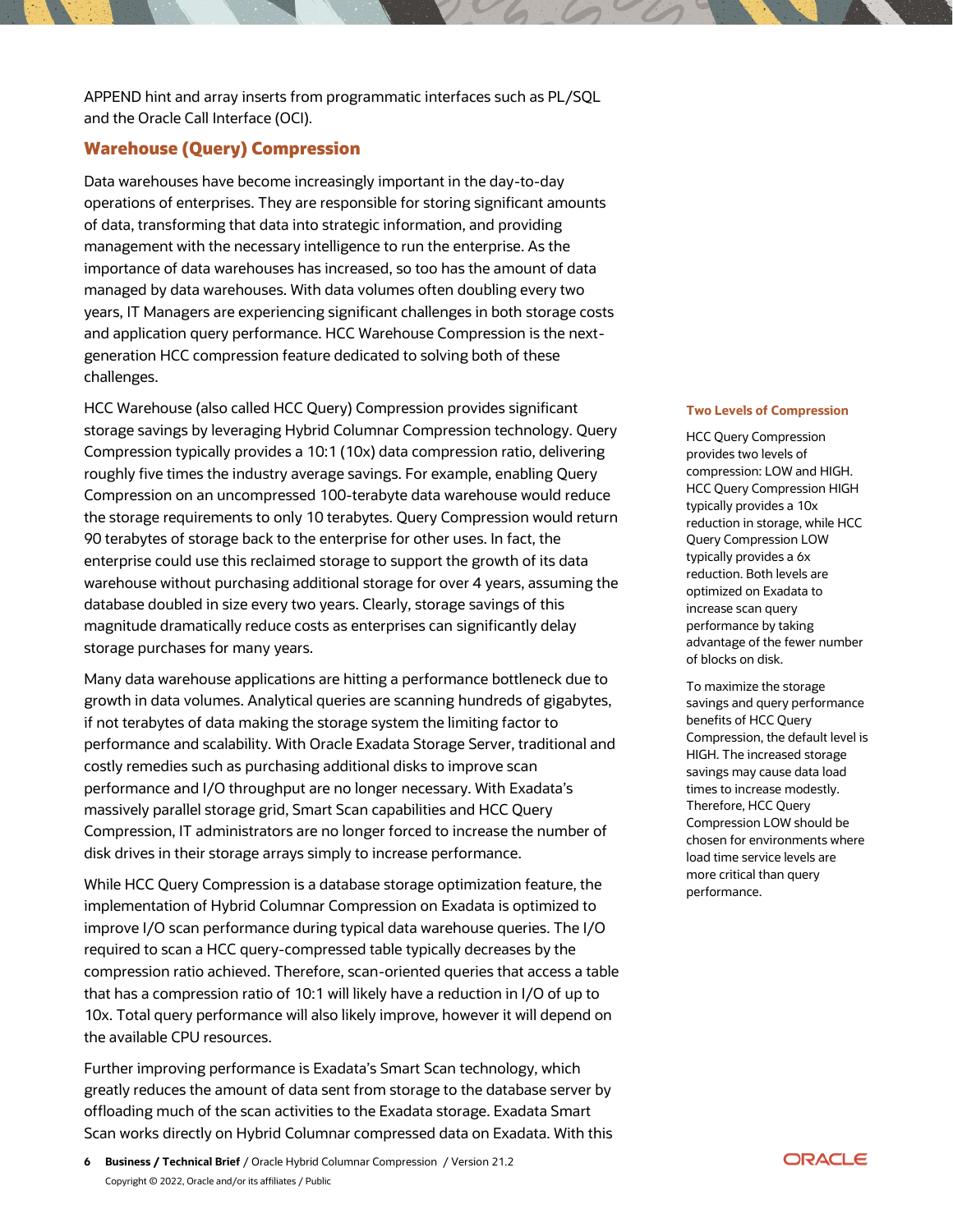APPEND hint and array inserts from programmatic interfaces such as PL/SQL and the Oracle Call Interface (OCI).

## Warehouse (Query) Compression

Data warehouses have become increasingly important in the day-to-day operations of enterprises. They are responsible for storing significant amounts of data, transforming that data into strategic information, and providing management with the necessary intelligence to run the enterprise. As the importance of data warehouses has increased, so too has the amount of data managed by data warehouses. With data volumes often doubling every two years, IT Managers are experiencing significant challenges in both storage costs and application query performance. HCC Warehouse Compression is the next-generation HCC compression feature dedicated to solving both of these challenges.

HCC Warehouse (also called HCC Query) Compression provides significant storage savings by leveraging Hybrid Columnar Compression technology. Query Compression typically provides a 10:1 (10x) data compression ratio, delivering roughly five times the industry average savings. For example, enabling Query Compression on an uncompressed 100-terabyte data warehouse would reduce the storage requirements to only 10 terabytes. Query Compression would return 90 terabytes of storage back to the enterprise for other uses. In fact, the enterprise could use this reclaimed storage to support the growth of its data warehouse without purchasing additional storage for over 4 years, assuming the database doubled in size every two years. Clearly, storage savings of this magnitude dramatically reduce costs as enterprises can significantly delay storage purchases for many years.

**Two Levels of Compression**

HCC Query Compression provides two levels of compression: LOW and HIGH. HCC Query Compression HIGH typically provides a 10x reduction in storage, while HCC Query Compression LOW typically provides a 6x reduction. Both levels are optimized on Exadata to increase scan query performance by taking advantage of the fewer number of blocks on disk.

To maximize the storage savings and query performance benefits of HCC Query Compression, the default level is HIGH. The increased storage savings may cause data load times to increase modestly. Therefore, HCC Query Compression LOW should be chosen for environments where load time service levels are more critical than query performance.

Many data warehouse applications are hitting a performance bottleneck due to growth in data volumes. Analytical queries are scanning hundreds of gigabytes, if not terabytes of data making the storage system the limiting factor to performance and scalability. With Oracle Exadata Storage Server, traditional and costly remedies such as purchasing additional disks to improve scan performance and I/O throughput are no longer necessary. With Exadata's massively parallel storage grid, Smart Scan capabilities and HCC Query Compression, IT administrators are no longer forced to increase the number of disk drives in their storage arrays simply to increase performance.

While HCC Query Compression is a database storage optimization feature, the implementation of Hybrid Columnar Compression on Exadata is optimized to improve I/O scan performance during typical data warehouse queries. The I/O required to scan a HCC query-compressed table typically decreases by the compression ratio achieved. Therefore, scan-oriented queries that access a table that has a compression ratio of 10:1 will likely have a reduction in I/O of up to 10x. Total query performance will also likely improve, however it will depend on the available CPU resources.

Further improving performance is Exadata's Smart Scan technology, which greatly reduces the amount of data sent from storage to the database server by offloading much of the scan activities to the Exadata storage. Exadata Smart Scan works directly on Hybrid Columnar compressed data on Exadata. With this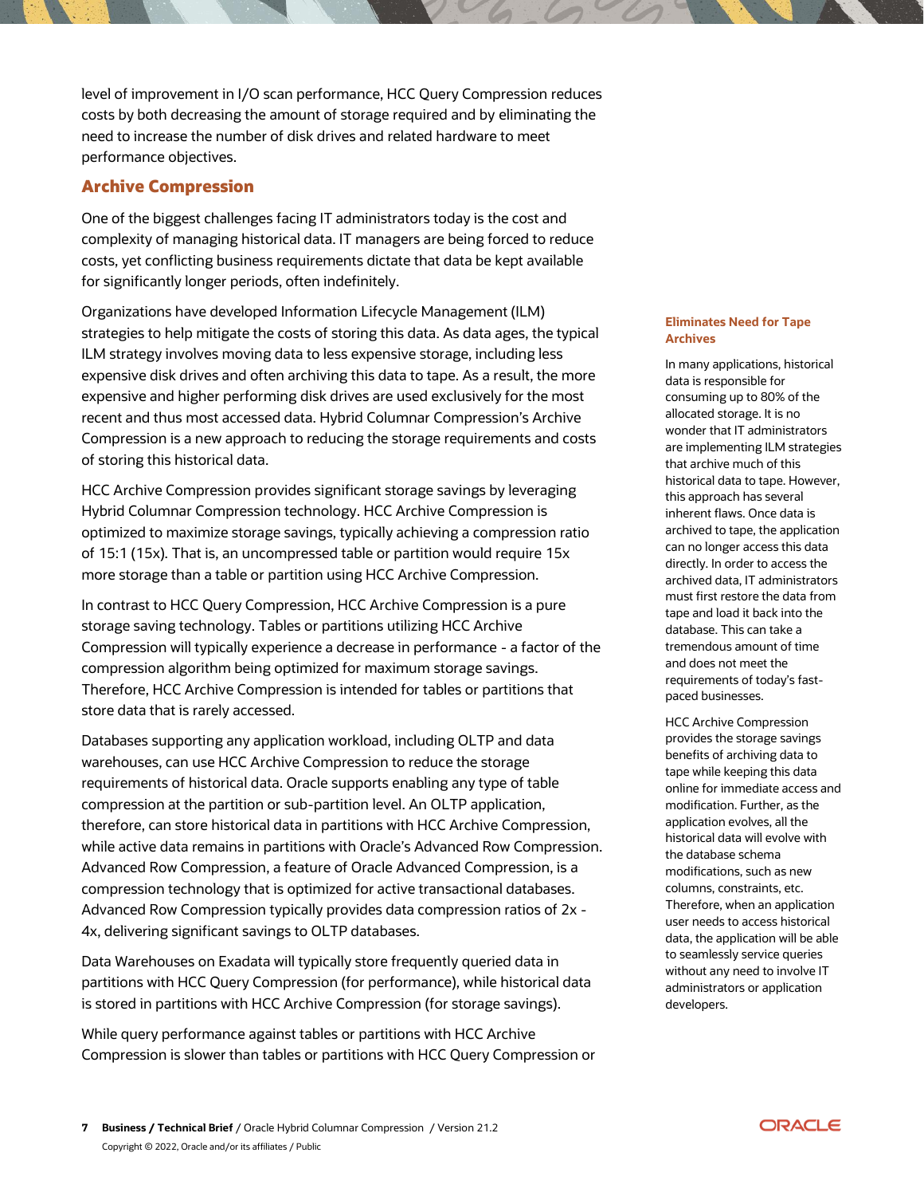level of improvement in I/O scan performance, HCC Query Compression reduces costs by both decreasing the amount of storage required and by eliminating the need to increase the number of disk drives and related hardware to meet performance objectives.

## Archive Compression

One of the biggest challenges facing IT administrators today is the cost and complexity of managing historical data. IT managers are being forced to reduce costs, yet conflicting business requirements dictate that data be kept available for significantly longer periods, often indefinitely.

Organizations have developed Information Lifecycle Management (ILM) strategies to help mitigate the costs of storing this data. As data ages, the typical ILM strategy involves moving data to less expensive storage, including less expensive disk drives and often archiving this data to tape. As a result, the more expensive and higher performing disk drives are used exclusively for the most recent and thus most accessed data. Hybrid Columnar Compression's Archive Compression is a new approach to reducing the storage requirements and costs of storing this historical data.

HCC Archive Compression provides significant storage savings by leveraging Hybrid Columnar Compression technology. HCC Archive Compression is optimized to maximize storage savings, typically achieving a compression ratio of 15:1 (15x). That is, an uncompressed table or partition would require 15x more storage than a table or partition using HCC Archive Compression.

In contrast to HCC Query Compression, HCC Archive Compression is a pure storage saving technology. Tables or partitions utilizing HCC Archive Compression will typically experience a decrease in performance - a factor of the compression algorithm being optimized for maximum storage savings. Therefore, HCC Archive Compression is intended for tables or partitions that store data that is rarely accessed.

Databases supporting any application workload, including OLTP and data warehouses, can use HCC Archive Compression to reduce the storage requirements of historical data. Oracle supports enabling any type of table compression at the partition or sub-partition level. An OLTP application, therefore, can store historical data in partitions with HCC Archive Compression, while active data remains in partitions with Oracle's Advanced Row Compression. Advanced Row Compression, a feature of Oracle Advanced Compression, is a compression technology that is optimized for active transactional databases. Advanced Row Compression typically provides data compression ratios of 2x - 4x, delivering significant savings to OLTP databases.

Data Warehouses on Exadata will typically store frequently queried data in partitions with HCC Query Compression (for performance), while historical data is stored in partitions with HCC Archive Compression (for storage savings).

While query performance against tables or partitions with HCC Archive Compression is slower than tables or partitions with HCC Query Compression or

**Eliminates Need for Tape Archives**

In many applications, historical data is responsible for consuming up to 80% of the allocated storage. It is no wonder that IT administrators are implementing ILM strategies that archive much of this historical data to tape. However, this approach has several inherent flaws. Once data is archived to tape, the application can no longer access this data directly. In order to access the archived data, IT administrators must first restore the data from tape and load it back into the database. This can take a tremendous amount of time and does not meet the requirements of today's fast-paced businesses.

HCC Archive Compression provides the storage savings benefits of archiving data to tape while keeping this data online for immediate access and modification. Further, as the application evolves, all the historical data will evolve with the database schema modifications, such as new columns, constraints, etc. Therefore, when an application user needs to access historical data, the application will be able to seamlessly service queries without any need to involve IT administrators or application developers.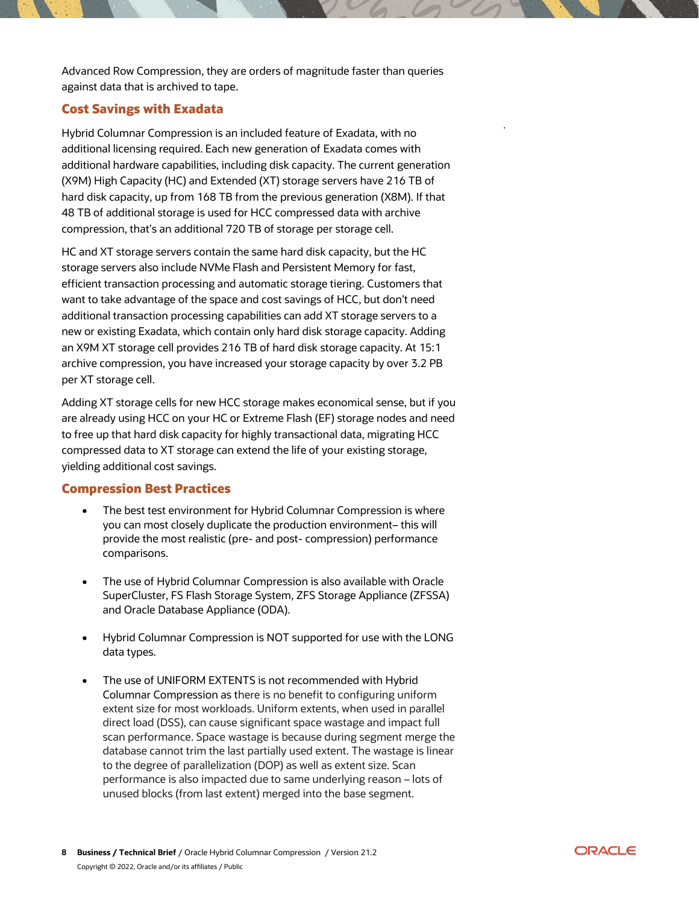Advanced Row Compression, they are orders of magnitude faster than queries against data that is archived to tape.

## Cost Savings with Exadata

Hybrid Columnar Compression is an included feature of Exadata, with no additional licensing required. Each new generation of Exadata comes with additional hardware capabilities, including disk capacity. The current generation (X9M) High Capacity (HC) and Extended (XT) storage servers have 216 TB of hard disk capacity, up from 168 TB from the previous generation (X8M). If that 48 TB of additional storage is used for HCC compressed data with archive compression, that's an additional 720 TB of storage per storage cell.

HC and XT storage servers contain the same hard disk capacity, but the HC storage servers also include NVMe Flash and Persistent Memory for fast, efficient transaction processing and automatic storage tiering. Customers that want to take advantage of the space and cost savings of HCC, but don't need additional transaction processing capabilities can add XT storage servers to a new or existing Exadata, which contain only hard disk storage capacity. Adding an X9M XT storage cell provides 216 TB of hard disk storage capacity. At 15:1 archive compression, you have increased your storage capacity by over 3.2 PB per XT storage cell.

Adding XT storage cells for new HCC storage makes economical sense, but if you are already using HCC on your HC or Extreme Flash (EF) storage nodes and need to free up that hard disk capacity for highly transactional data, migrating HCC compressed data to XT storage can extend the life of your existing storage, yielding additional cost savings.

## Compression Best Practices

- The best test environment for Hybrid Columnar Compression is where you can most closely duplicate the production environment– this will provide the most realistic (pre- and post- compression) performance comparisons.

- The use of Hybrid Columnar Compression is also available with Oracle SuperCluster, FS Flash Storage System, ZFS Storage Appliance (ZFSSA) and Oracle Database Appliance (ODA).

- Hybrid Columnar Compression is NOT supported for use with the LONG data types.

- The use of UNIFORM EXTENTS is not recommended with Hybrid Columnar Compression as there is no benefit to configuring uniform extent size for most workloads. Uniform extents, when used in parallel direct load (DSS), can cause significant space wastage and impact full scan performance. Space wastage is because during segment merge the database cannot trim the last partially used extent. The wastage is linear to the degree of parallelization (DOP) as well as extent size. Scan performance is also impacted due to same underlying reason – lots of unused blocks (from last extent) merged into the base segment.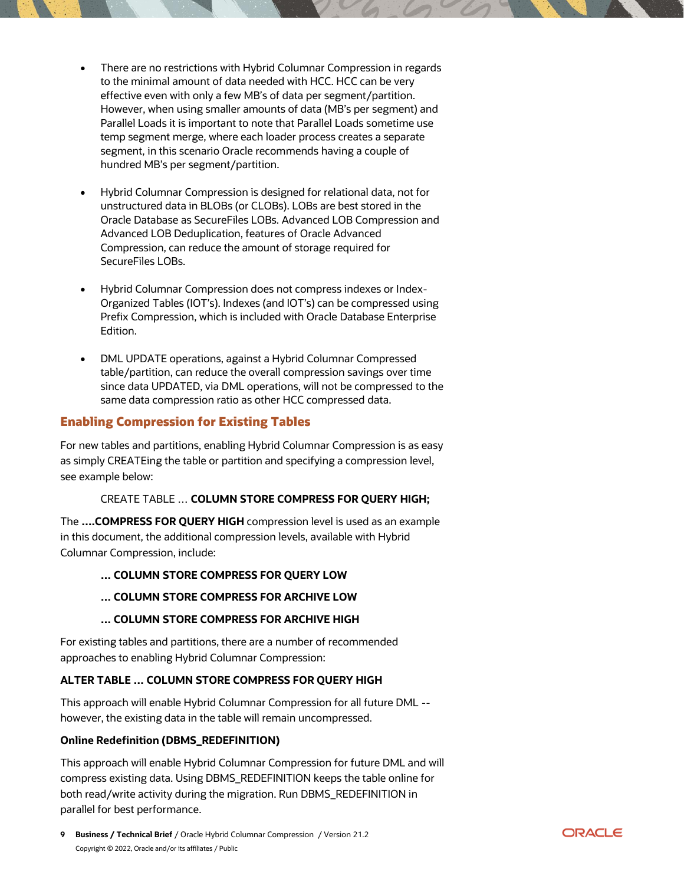- There are no restrictions with Hybrid Columnar Compression in regards to the minimal amount of data needed with HCC. HCC can be very effective even with only a few MB's of data per segment/partition. However, when using smaller amounts of data (MB's per segment) and Parallel Loads it is important to note that Parallel Loads sometime use temp segment merge, where each loader process creates a separate segment, in this scenario Oracle recommends having a couple of hundred MB's per segment/partition.

- Hybrid Columnar Compression is designed for relational data, not for unstructured data in BLOBs (or CLOBs). LOBs are best stored in the Oracle Database as SecureFiles LOBs. Advanced LOB Compression and Advanced LOB Deduplication, features of Oracle Advanced Compression, can reduce the amount of storage required for SecureFiles LOBs.

- Hybrid Columnar Compression does not compress indexes or Index-Organized Tables (IOT's). Indexes (and IOT's) can be compressed using Prefix Compression, which is included with Oracle Database Enterprise Edition.

- DML UPDATE operations, against a Hybrid Columnar Compressed table/partition, can reduce the overall compression savings over time since data UPDATED, via DML operations, will not be compressed to the same data compression ratio as other HCC compressed data.

## Enabling Compression for Existing Tables

For new tables and partitions, enabling Hybrid Columnar Compression is as easy as simply CREATEing the table or partition and specifying a compression level, see example below:

CREATE TABLE … **COLUMN STORE COMPRESS FOR QUERY HIGH;**

The **….COMPRESS FOR QUERY HIGH** compression level is used as an example in this document, the additional compression levels, available with Hybrid Columnar Compression, include:

**… COLUMN STORE COMPRESS FOR QUERY LOW**

**… COLUMN STORE COMPRESS FOR ARCHIVE LOW**

**… COLUMN STORE COMPRESS FOR ARCHIVE HIGH**

For existing tables and partitions, there are a number of recommended approaches to enabling Hybrid Columnar Compression:

**ALTER TABLE … COLUMN STORE COMPRESS FOR QUERY HIGH**

This approach will enable Hybrid Columnar Compression for all future DML -- however, the existing data in the table will remain uncompressed.

**Online Redefinition (DBMS_REDEFINITION)**

This approach will enable Hybrid Columnar Compression for future DML and will compress existing data. Using DBMS_REDEFINITION keeps the table online for both read/write activity during the migration. Run DBMS_REDEFINITION in parallel for best performance.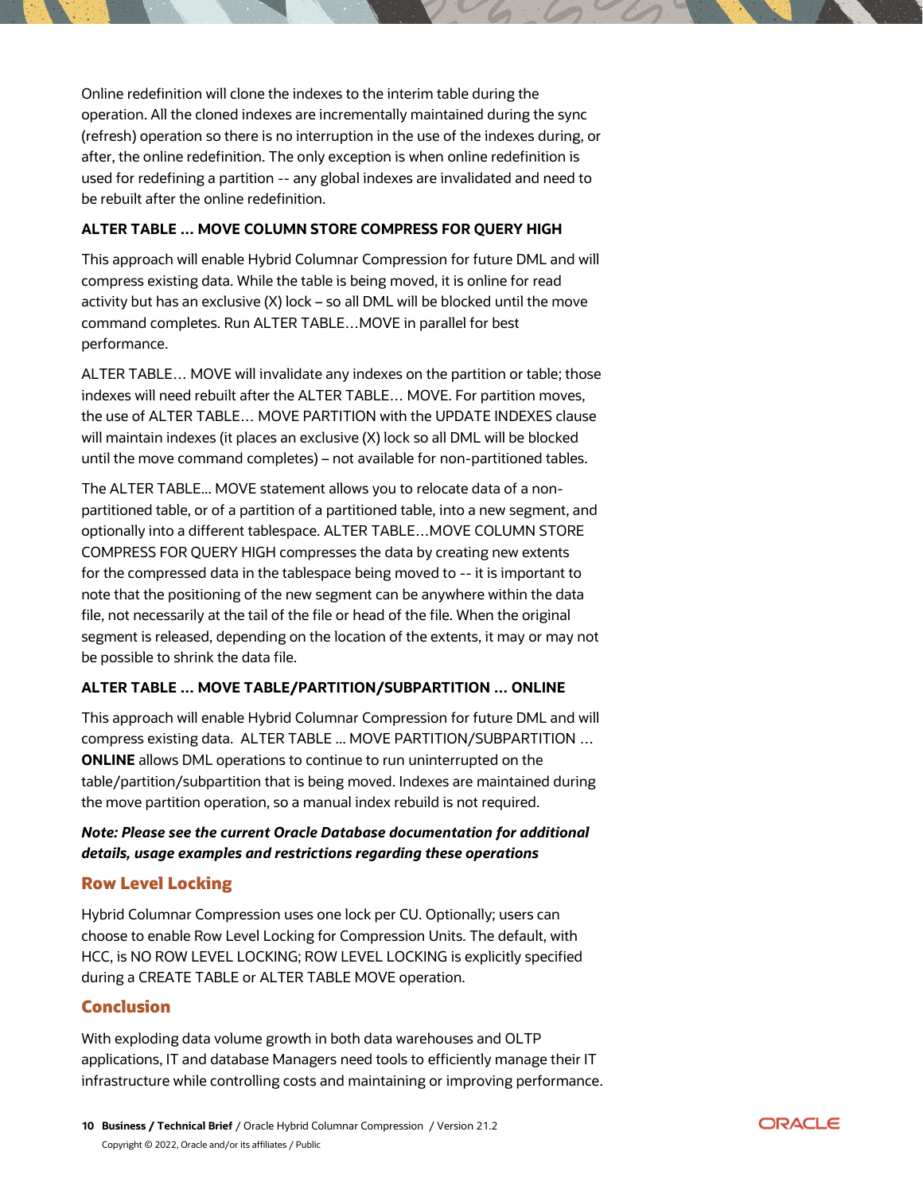Online redefinition will clone the indexes to the interim table during the operation. All the cloned indexes are incrementally maintained during the sync (refresh) operation so there is no interruption in the use of the indexes during, or after, the online redefinition. The only exception is when online redefinition is used for redefining a partition -- any global indexes are invalidated and need to be rebuilt after the online redefinition.

**ALTER TABLE … MOVE COLUMN STORE COMPRESS FOR QUERY HIGH**

This approach will enable Hybrid Columnar Compression for future DML and will compress existing data. While the table is being moved, it is online for read activity but has an exclusive (X) lock – so all DML will be blocked until the move command completes. Run ALTER TABLE…MOVE in parallel for best performance.

ALTER TABLE… MOVE will invalidate any indexes on the partition or table; those indexes will need rebuilt after the ALTER TABLE… MOVE. For partition moves, the use of ALTER TABLE… MOVE PARTITION with the UPDATE INDEXES clause will maintain indexes (it places an exclusive (X) lock so all DML will be blocked until the move command completes) – not available for non-partitioned tables.

The ALTER TABLE... MOVE statement allows you to relocate data of a non-partitioned table, or of a partition of a partitioned table, into a new segment, and optionally into a different tablespace. ALTER TABLE…MOVE COLUMN STORE COMPRESS FOR QUERY HIGH compresses the data by creating new extents for the compressed data in the tablespace being moved to -- it is important to note that the positioning of the new segment can be anywhere within the data file, not necessarily at the tail of the file or head of the file. When the original segment is released, depending on the location of the extents, it may or may not be possible to shrink the data file.

**ALTER TABLE … MOVE TABLE/PARTITION/SUBPARTITION … ONLINE**

This approach will enable Hybrid Columnar Compression for future DML and will compress existing data. ALTER TABLE ... MOVE PARTITION/SUBPARTITION … **ONLINE** allows DML operations to continue to run uninterrupted on the table/partition/subpartition that is being moved. Indexes are maintained during the move partition operation, so a manual index rebuild is not required.

***Note: Please see the current Oracle Database documentation for additional details, usage examples and restrictions regarding these operations***

## Row Level Locking

Hybrid Columnar Compression uses one lock per CU. Optionally; users can choose to enable Row Level Locking for Compression Units. The default, with HCC, is NO ROW LEVEL LOCKING; ROW LEVEL LOCKING is explicitly specified during a CREATE TABLE or ALTER TABLE MOVE operation.

## Conclusion

With exploding data volume growth in both data warehouses and OLTP applications, IT and database Managers need tools to efficiently manage their IT infrastructure while controlling costs and maintaining or improving performance.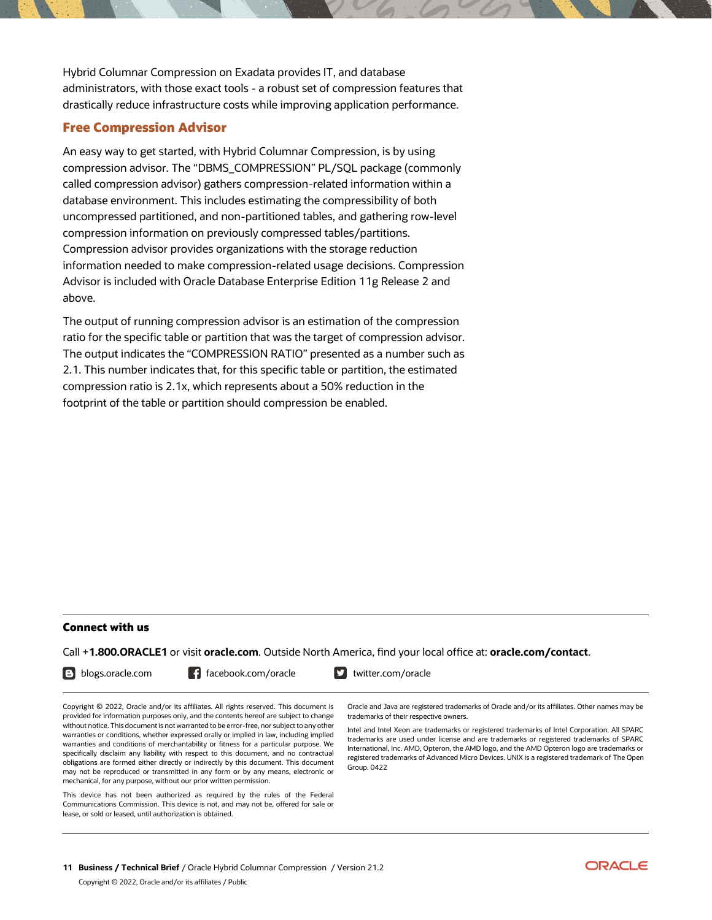Hybrid Columnar Compression on Exadata provides IT, and database administrators, with those exact tools - a robust set of compression features that drastically reduce infrastructure costs while improving application performance.

## Free Compression Advisor

An easy way to get started, with Hybrid Columnar Compression, is by using compression advisor. The "DBMS_COMPRESSION" PL/SQL package (commonly called compression advisor) gathers compression-related information within a database environment. This includes estimating the compressibility of both uncompressed partitioned, and non-partitioned tables, and gathering row-level compression information on previously compressed tables/partitions. Compression advisor provides organizations with the storage reduction information needed to make compression-related usage decisions. Compression Advisor is included with Oracle Database Enterprise Edition 11g Release 2 and above.

The output of running compression advisor is an estimation of the compression ratio for the specific table or partition that was the target of compression advisor. The output indicates the "COMPRESSION RATIO" presented as a number such as 2.1. This number indicates that, for this specific table or partition, the estimated compression ratio is 2.1x, which represents about a 50% reduction in the footprint of the table or partition should compression be enabled.

**Connect with us**

Call +**1.800.ORACLE1** or visit **oracle.com**. Outside North America, find your local office at: **oracle.com/contact**.

blogs.oracle.com facebook.com/oracle twitter.com/oracle

Copyright © 2022, Oracle and/or its affiliates. All rights reserved. This document is provided for information purposes only, and the contents hereof are subject to change without notice. This document is not warranted to be error-free, nor subject to any other warranties or conditions, whether expressed orally or implied in law, including implied warranties and conditions of merchantability or fitness for a particular purpose. We specifically disclaim any liability with respect to this document, and no contractual obligations are formed either directly or indirectly by this document. This document may not be reproduced or transmitted in any form or by any means, electronic or mechanical, for any purpose, without our prior written permission.

This device has not been authorized as required by the rules of the Federal Communications Commission. This device is not, and may not be, offered for sale or lease, or sold or leased, until authorization is obtained.

Oracle and Java are registered trademarks of Oracle and/or its affiliates. Other names may be trademarks of their respective owners.

Intel and Intel Xeon are trademarks or registered trademarks of Intel Corporation. All SPARC trademarks are used under license and are trademarks or registered trademarks of SPARC International, Inc. AMD, Opteron, the AMD logo, and the AMD Opteron logo are trademarks or registered trademarks of Advanced Micro Devices. UNIX is a registered trademark of The Open Group. 0422